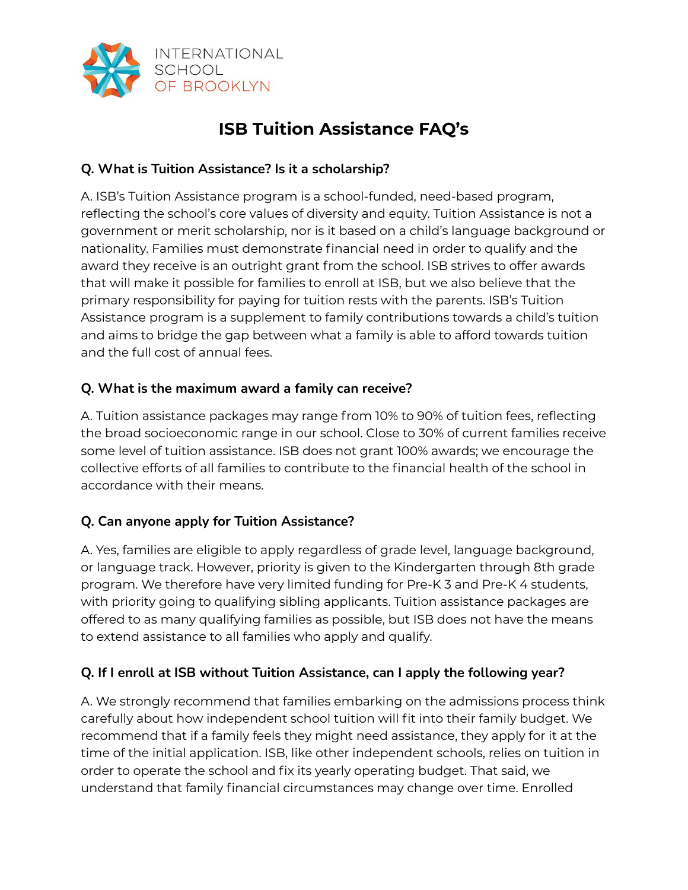INTERNATIONAL SCHOOL OF BROOKLYN

# ISB Tuition Assistance FAQ's

### Q. What is Tuition Assistance? Is it a scholarship?

A. ISB's Tuition Assistance program is a school-funded, need-based program, reflecting the school's core values of diversity and equity. Tuition Assistance is not a government or merit scholarship, nor is it based on a child's language background or nationality. Families must demonstrate financial need in order to qualify and the award they receive is an outright grant from the school. ISB strives to offer awards that will make it possible for families to enroll at ISB, but we also believe that the primary responsibility for paying for tuition rests with the parents. ISB's Tuition Assistance program is a supplement to family contributions towards a child's tuition and aims to bridge the gap between what a family is able to afford towards tuition and the full cost of annual fees.

### Q. What is the maximum award a family can receive?

A. Tuition assistance packages may range from 10% to 90% of tuition fees, reflecting the broad socioeconomic range in our school. Close to 30% of current families receive some level of tuition assistance. ISB does not grant 100% awards; we encourage the collective efforts of all families to contribute to the financial health of the school in accordance with their means.

### Q. Can anyone apply for Tuition Assistance?

A. Yes, families are eligible to apply regardless of grade level, language background, or language track. However, priority is given to the Kindergarten through 8th grade program. We therefore have very limited funding for Pre-K 3 and Pre-K 4 students, with priority going to qualifying sibling applicants. Tuition assistance packages are offered to as many qualifying families as possible, but ISB does not have the means to extend assistance to all families who apply and qualify.

### Q. If I enroll at ISB without Tuition Assistance, can I apply the following year?

A. We strongly recommend that families embarking on the admissions process think carefully about how independent school tuition will fit into their family budget. We recommend that if a family feels they might need assistance, they apply for it at the time of the initial application. ISB, like other independent schools, relies on tuition in order to operate the school and fix its yearly operating budget. That said, we understand that family financial circumstances may change over time. Enrolled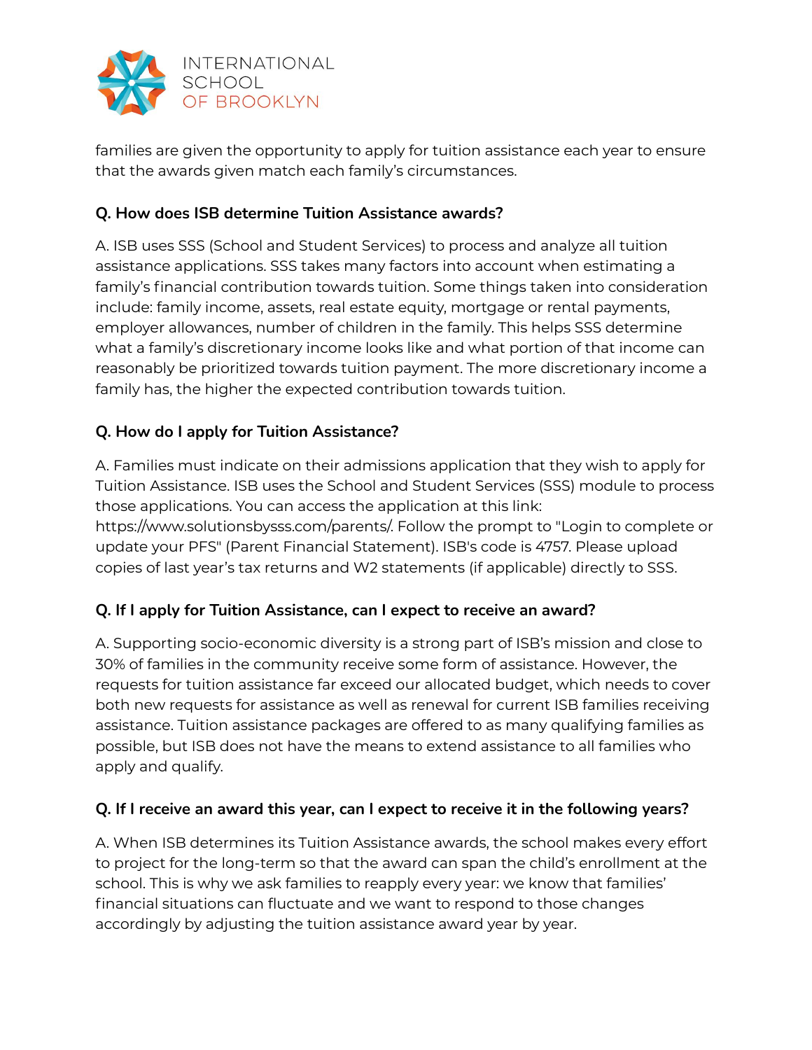families are given the opportunity to apply for tuition assistance each year to ensure that the awards given match each family's circumstances.

**Q. How does ISB determine Tuition Assistance awards?**

A. ISB uses SSS (School and Student Services) to process and analyze all tuition assistance applications. SSS takes many factors into account when estimating a family's financial contribution towards tuition. Some things taken into consideration include: family income, assets, real estate equity, mortgage or rental payments, employer allowances, number of children in the family. This helps SSS determine what a family's discretionary income looks like and what portion of that income can reasonably be prioritized towards tuition payment. The more discretionary income a family has, the higher the expected contribution towards tuition.

**Q. How do I apply for Tuition Assistance?**

A. Families must indicate on their admissions application that they wish to apply for Tuition Assistance. ISB uses the School and Student Services (SSS) module to process those applications. You can access the application at this link: https://www.solutionsbysss.com/parents/. Follow the prompt to "Login to complete or update your PFS" (Parent Financial Statement). ISB's code is 4757. Please upload copies of last year's tax returns and W2 statements (if applicable) directly to SSS.

**Q. If I apply for Tuition Assistance, can I expect to receive an award?**

A. Supporting socio-economic diversity is a strong part of ISB's mission and close to 30% of families in the community receive some form of assistance. However, the requests for tuition assistance far exceed our allocated budget, which needs to cover both new requests for assistance as well as renewal for current ISB families receiving assistance. Tuition assistance packages are offered to as many qualifying families as possible, but ISB does not have the means to extend assistance to all families who apply and qualify.

**Q. If I receive an award this year, can I expect to receive it in the following years?**

A. When ISB determines its Tuition Assistance awards, the school makes every effort to project for the long-term so that the award can span the child's enrollment at the school. This is why we ask families to reapply every year: we know that families' financial situations can fluctuate and we want to respond to those changes accordingly by adjusting the tuition assistance award year by year.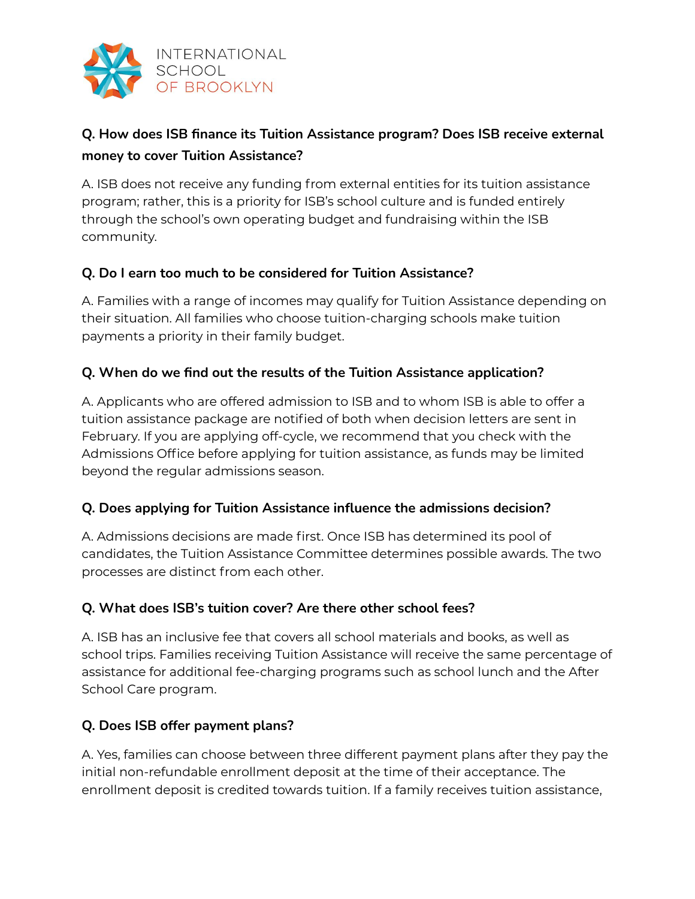**Q. How does ISB finance its Tuition Assistance program? Does ISB receive external money to cover Tuition Assistance?**

A. ISB does not receive any funding from external entities for its tuition assistance program; rather, this is a priority for ISB's school culture and is funded entirely through the school's own operating budget and fundraising within the ISB community.

**Q. Do I earn too much to be considered for Tuition Assistance?**

A. Families with a range of incomes may qualify for Tuition Assistance depending on their situation. All families who choose tuition-charging schools make tuition payments a priority in their family budget.

**Q. When do we find out the results of the Tuition Assistance application?**

A. Applicants who are offered admission to ISB and to whom ISB is able to offer a tuition assistance package are notified of both when decision letters are sent in February. If you are applying off-cycle, we recommend that you check with the Admissions Office before applying for tuition assistance, as funds may be limited beyond the regular admissions season.

**Q. Does applying for Tuition Assistance influence the admissions decision?**

A. Admissions decisions are made first. Once ISB has determined its pool of candidates, the Tuition Assistance Committee determines possible awards. The two processes are distinct from each other.

**Q. What does ISB's tuition cover? Are there other school fees?**

A. ISB has an inclusive fee that covers all school materials and books, as well as school trips. Families receiving Tuition Assistance will receive the same percentage of assistance for additional fee-charging programs such as school lunch and the After School Care program.

**Q. Does ISB offer payment plans?**

A. Yes, families can choose between three different payment plans after they pay the initial non-refundable enrollment deposit at the time of their acceptance. The enrollment deposit is credited towards tuition. If a family receives tuition assistance,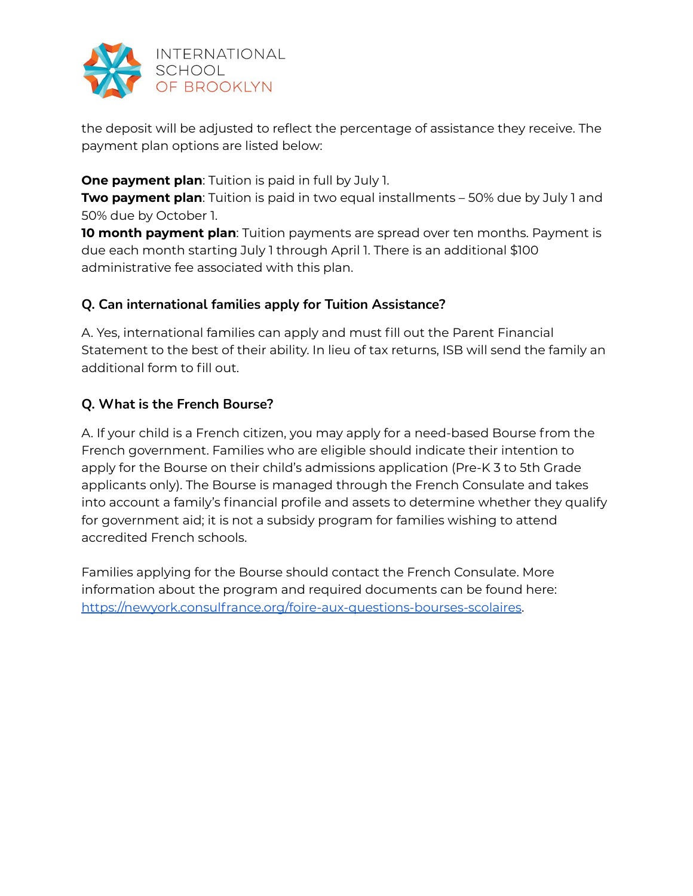the deposit will be adjusted to reflect the percentage of assistance they receive. The payment plan options are listed below:

**One payment plan**: Tuition is paid in full by July 1.
**Two payment plan**: Tuition is paid in two equal installments – 50% due by July 1 and 50% due by October 1.
**10 month payment plan**: Tuition payments are spread over ten months. Payment is due each month starting July 1 through April 1. There is an additional $100 administrative fee associated with this plan.

**Q. Can international families apply for Tuition Assistance?**

A. Yes, international families can apply and must fill out the Parent Financial Statement to the best of their ability. In lieu of tax returns, ISB will send the family an additional form to fill out.

**Q. What is the French Bourse?**

A. If your child is a French citizen, you may apply for a need-based Bourse from the French government. Families who are eligible should indicate their intention to apply for the Bourse on their child's admissions application (Pre-K 3 to 5th Grade applicants only). The Bourse is managed through the French Consulate and takes into account a family's financial profile and assets to determine whether they qualify for government aid; it is not a subsidy program for families wishing to attend accredited French schools.

Families applying for the Bourse should contact the French Consulate. More information about the program and required documents can be found here: [https://newyork.consulfrance.org/foire-aux-questions-bourses-scolaires](https://newyork.consulfrance.org/foire-aux-questions-bourses-scolaires).